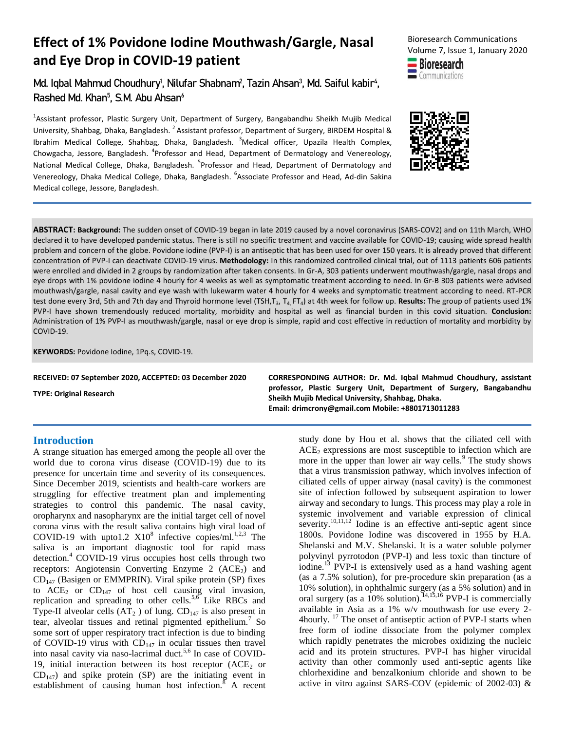# Effect of 1% Povidone Iodine Mouthwash/Gargle, Nasal and Eye Drop in COVID-19 patient

Bioresearch Communications
Volume 7, Issue 1, January 2020

**Md. Iqbal Mahmud Choudhury[1], Nilufar Shabnam[2], Tazin Ahsan[3], Md. Saiful kabir[4], Rashed Md. Khan[5], S.M. Abu Ahsan[6]**

[1]Assistant professor, Plastic Surgery Unit, Department of Surgery, Bangabandhu Sheikh Mujib Medical University, Shahbag, Dhaka, Bangladesh. [2] Assistant professor, Department of Surgery, BIRDEM Hospital & Ibrahim Medical College, Shahbag, Dhaka, Bangladesh. [3]Medical officer, Upazila Health Complex, Chowgacha, Jessore, Bangladesh. [4]Professor and Head, Department of Dermatology and Venereology, National Medical College, Dhaka, Bangladesh. [5]Professor and Head, Department of Dermatology and Venereology, Dhaka Medical College, Dhaka, Bangladesh. [6]Associate Professor and Head, Ad-din Sakina Medical college, Jessore, Bangladesh.

**ABSTRACT: Background:** The sudden onset of COVID-19 began in late 2019 caused by a novel coronavirus (SARS-COV2) and on 11th March, WHO declared it to have developed pandemic status. There is still no specific treatment and vaccine available for COVID-19; causing wide spread health problem and concern of the globe. Povidone iodine (PVP-I) is an antiseptic that has been used for over 150 years. It is already proved that different concentration of PVP-I can deactivate COVID-19 virus. **Methodology:** In this randomized controlled clinical trial, out of 1113 patients 606 patients were enrolled and divided in 2 groups by randomization after taken consents. In Gr-A, 303 patients underwent mouthwash/gargle, nasal drops and eye drops with 1% povidone iodine 4 hourly for 4 weeks as well as symptomatic treatment according to need. In Gr-B 303 patients were advised mouthwash/gargle, nasal cavity and eye wash with lukewarm water 4 hourly for 4 weeks and symptomatic treatment according to need. RT-PCR test done every 3rd, 5th and 7th day and Thyroid hormone level (TSH,$T_3$, $T_4$, $FT_4$) at 4th week for follow up. **Results:** The group of patients used 1% PVP-I have shown tremendously reduced mortality, morbidity and hospital as well as financial burden in this covid situation. **Conclusion:** Administration of 1% PVP-I as mouthwash/gargle, nasal or eye drop is simple, rapid and cost effective in reduction of mortality and morbidity by COVID-19.

**KEYWORDS:** Povidone Iodine, 1Pq.s, COVID-19.

**RECEIVED: 07 September 2020, ACCEPTED: 03 December 2020**

**TYPE: Original Research**

**CORRESPONDING AUTHOR: Dr. Md. Iqbal Mahmud Choudhury, assistant professor, Plastic Surgery Unit, Department of Surgery, Bangabandhu Sheikh Mujib Medical University, Shahbag, Dhaka. Email: drimcrony@gmail.com Mobile: +8801713011283**

## Introduction

A strange situation has emerged among the people all over the world due to corona virus disease (COVID-19) due to its presence for uncertain time and severity of its consequences. Since December 2019, scientists and health-care workers are struggling for effective treatment plan and implementing strategies to control this pandemic. The nasal cavity, oropharynx and nasopharynx are the initial target cell of novel corona virus with the result saliva contains high viral load of COVID-19 with upto1.2 $X10^8$ infective copies/ml.[1,2,3] The saliva is an important diagnostic tool for rapid mass detection.[4] COVID-19 virus occupies host cells through two receptors: Angiotensin Converting Enzyme 2 ($ACE_2$) and $CD_{147}$ (Basigen or EMMPRIN). Viral spike protein (SP) fixes to $ACE_2$ or $CD_{147}$ of host cell causing viral invasion, replication and spreading to other cells.[5,6] Like RBCs and Type-II alveolar cells ($AT_2$ ) of lung. $CD_{147}$ is also present in tear, alveolar tissues and retinal pigmented epithelium.[7] So some sort of upper respiratory tract infection is due to binding of COVID-19 virus with $CD_{147}$ in ocular tissues then travel into nasal cavity via naso-lacrimal duct.[5,6] In case of COVID-19, initial interaction between its host receptor ($ACE_2$ or $CD_{147}$) and spike protein (SP) are the initiating event in establishment of causing human host infection.[8] A recent study done by Hou et al. shows that the ciliated cell with $ACE_2$ expressions are most susceptible to infection which are more in the upper than lower air way cells.[9] The study shows that a virus transmission pathway, which involves infection of ciliated cells of upper airway (nasal cavity) is the commonest site of infection followed by subsequent aspiration to lower airway and secondary to lungs. This process may play a role in systemic involvement and variable expression of clinical severity.[10,11,12] Iodine is an effective anti-septic agent since 1800s. Povidone Iodine was discovered in 1955 by H.A. Shelanski and M.V. Shelanski. It is a water soluble polymer polyvinyl pyrrotodon (PVP-I) and less toxic than tincture of iodine.[13] PVP-I is extensively used as a hand washing agent (as a 7.5% solution), for pre-procedure skin preparation (as a 10% solution), in ophthalmic surgery (as a 5% solution) and in oral surgery (as a 10% solution).[14,15,16] PVP-I is commercially available in Asia as a 1% w/v mouthwash for use every 2-4hourly. [17] The onset of antiseptic action of PVP-I starts when free form of iodine dissociate from the polymer complex which rapidly penetrates the microbes oxidizing the nucleic acid and its protein structures. PVP-I has higher virucidal activity than other commonly used anti-septic agents like chlorhexidine and benzalkonium chloride and shown to be active in vitro against SARS-COV (epidemic of 2002-03) &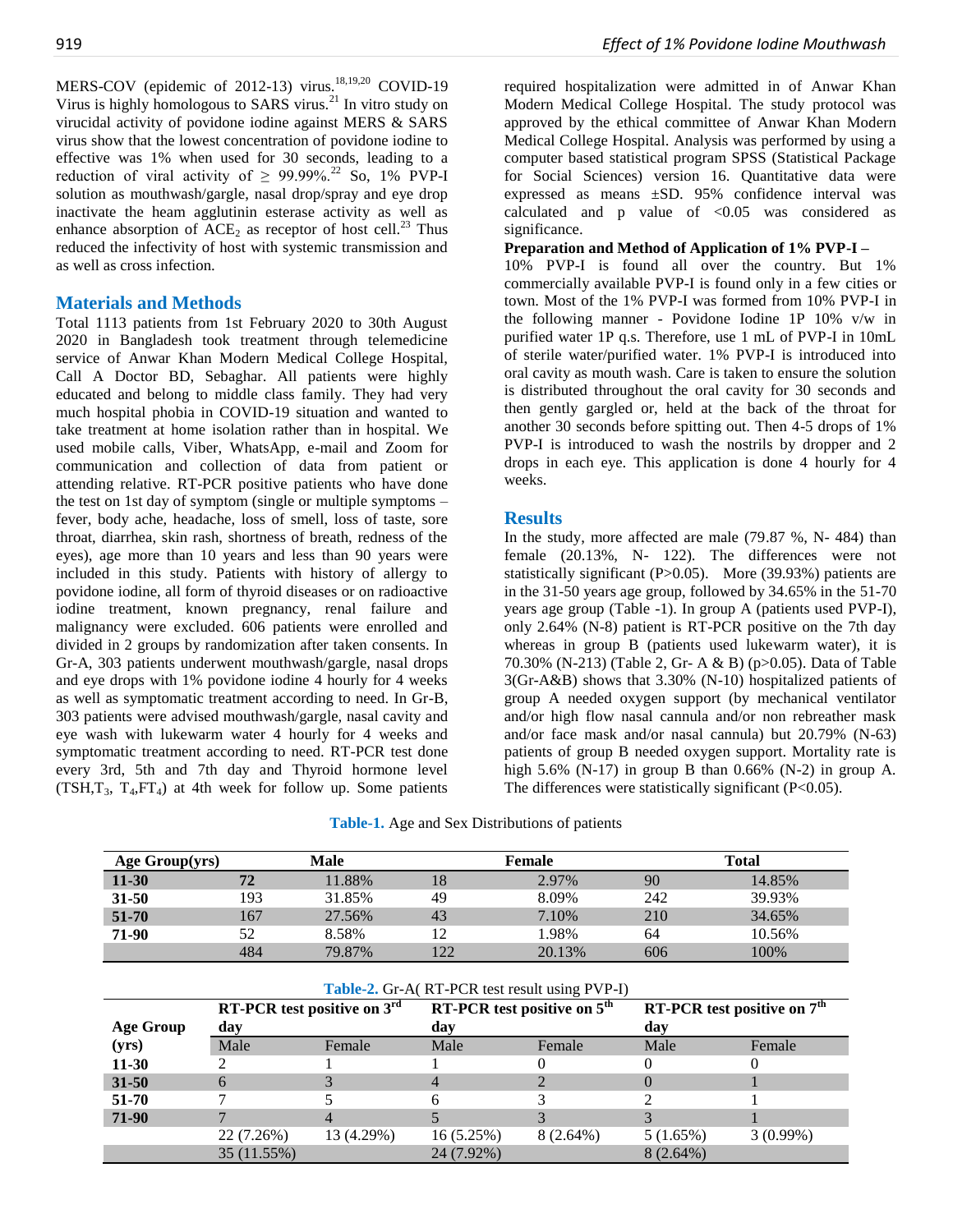MERS-COV (epidemic of 2012-13) virus.[18,19,20] COVID-19 Virus is highly homologous to SARS virus.[21] In vitro study on virucidal activity of povidone iodine against MERS & SARS virus show that the lowest concentration of povidone iodine to effective was 1% when used for 30 seconds, leading to a reduction of viral activity of $\geq$ 99.99%.[22] So, 1% PVP-I solution as mouthwash/gargle, nasal drop/spray and eye drop inactivate the heam agglutinin esterase activity as well as enhance absorption of $ACE_2$ as receptor of host cell.[23] Thus reduced the infectivity of host with systemic transmission and as well as cross infection.

## Materials and Methods

Total 1113 patients from 1st February 2020 to 30th August 2020 in Bangladesh took treatment through telemedicine service of Anwar Khan Modern Medical College Hospital, Call A Doctor BD, Sebaghar. All patients were highly educated and belong to middle class family. They had very much hospital phobia in COVID-19 situation and wanted to take treatment at home isolation rather than in hospital. We used mobile calls, Viber, WhatsApp, e-mail and Zoom for communication and collection of data from patient or attending relative. RT-PCR positive patients who have done the test on 1st day of symptom (single or multiple symptoms – fever, body ache, headache, loss of smell, loss of taste, sore throat, diarrhea, skin rash, shortness of breath, redness of the eyes), age more than 10 years and less than 90 years were included in this study. Patients with history of allergy to povidone iodine, all form of thyroid diseases or on radioactive iodine treatment, known pregnancy, renal failure and malignancy were excluded. 606 patients were enrolled and divided in 2 groups by randomization after taken consents. In Gr-A, 303 patients underwent mouthwash/gargle, nasal drops and eye drops with 1% povidone iodine 4 hourly for 4 weeks as well as symptomatic treatment according to need. In Gr-B, 303 patients were advised mouthwash/gargle, nasal cavity and eye wash with lukewarm water 4 hourly for 4 weeks and symptomatic treatment according to need. RT-PCR test done every 3rd, 5th and 7th day and Thyroid hormone level ($TSH, T_3, T_4, FT_4$) at 4th week for follow up. Some patients required hospitalization were admitted in of Anwar Khan Modern Medical College Hospital. The study protocol was approved by the ethical committee of Anwar Khan Modern Medical College Hospital. Analysis was performed by using a computer based statistical program SPSS (Statistical Package for Social Sciences) version 16. Quantitative data were expressed as means ±SD. 95% confidence interval was calculated and p value of <0.05 was considered as significance.

**Preparation and Method of Application of 1% PVP-I –**

10% PVP-I is found all over the country. But 1% commercially available PVP-I is found only in a few cities or town. Most of the 1% PVP-I was formed from 10% PVP-I in the following manner - Povidone Iodine 1P 10% v/w in purified water 1P q.s. Therefore, use 1 mL of PVP-I in 10mL of sterile water/purified water. 1% PVP-I is introduced into oral cavity as mouth wash. Care is taken to ensure the solution is distributed throughout the oral cavity for 30 seconds and then gently gargled or, held at the back of the throat for another 30 seconds before spitting out. Then 4-5 drops of 1% PVP-I is introduced to wash the nostrils by dropper and 2 drops in each eye. This application is done 4 hourly for 4 weeks.

## Results

In the study, more affected are male (79.87 %, N- 484) than female (20.13%, N- 122). The differences were not statistically significant (P>0.05). More (39.93%) patients are in the 31-50 years age group, followed by 34.65% in the 51-70 years age group (Table -1). In group A (patients used PVP-I), only 2.64% (N-8) patient is RT-PCR positive on the 7th day whereas in group B (patients used lukewarm water), it is 70.30% (N-213) (Table 2, Gr- A & B) (p>0.05). Data of Table 3(Gr-A&B) shows that 3.30% (N-10) hospitalized patients of group A needed oxygen support (by mechanical ventilator and/or high flow nasal cannula and/or non rebreather mask and/or face mask and/or nasal cannula) but 20.79% (N-63) patients of group B needed oxygen support. Mortality rate is high 5.6% (N-17) in group B than 0.66% (N-2) in group A. The differences were statistically significant (P<0.05).

**Table-1.** Age and Sex Distributions of patients

| Age Group(yrs) | Male | | Female | | Total | |
|---|---|---|---|---|---|---|
| 11-30 | 72 | 11.88% | 18 | 2.97% | 90 | 14.85% |
| 31-50 | 193 | 31.85% | 49 | 8.09% | 242 | 39.93% |
| 51-70 | 167 | 27.56% | 43 | 7.10% | 210 | 34.65% |
| 71-90 | 52 | 8.58% | 12 | 1.98% | 64 | 10.56% |
| | 484 | 79.87% | 122 | 20.13% | 606 | 100% |

**Table-2.** Gr-A( RT-PCR test result using PVP-I)

| Age Group (yrs) | RT-PCR test positive on 3rd day | | RT-PCR test positive on 5th day | | RT-PCR test positive on 7th day | |
|---|---|---|---|---|---|---|
| | Male | Female | Male | Female | Male | Female |
| 11-30 | 2 | 1 | 1 | 0 | 0 | 0 |
| 31-50 | 6 | 3 | 4 | 2 | 0 | 1 |
| 51-70 | 7 | 5 | 6 | 3 | 2 | 1 |
| 71-90 | 7 | 4 | 5 | 3 | 3 | 1 |
| | 22 (7.26%) | 13 (4.29%) | 16 (5.25%) | 8 (2.64%) | 5 (1.65%) | 3 (0.99%) |
| | 35 (11.55%) | | 24 (7.92%) | | 8 (2.64%) | |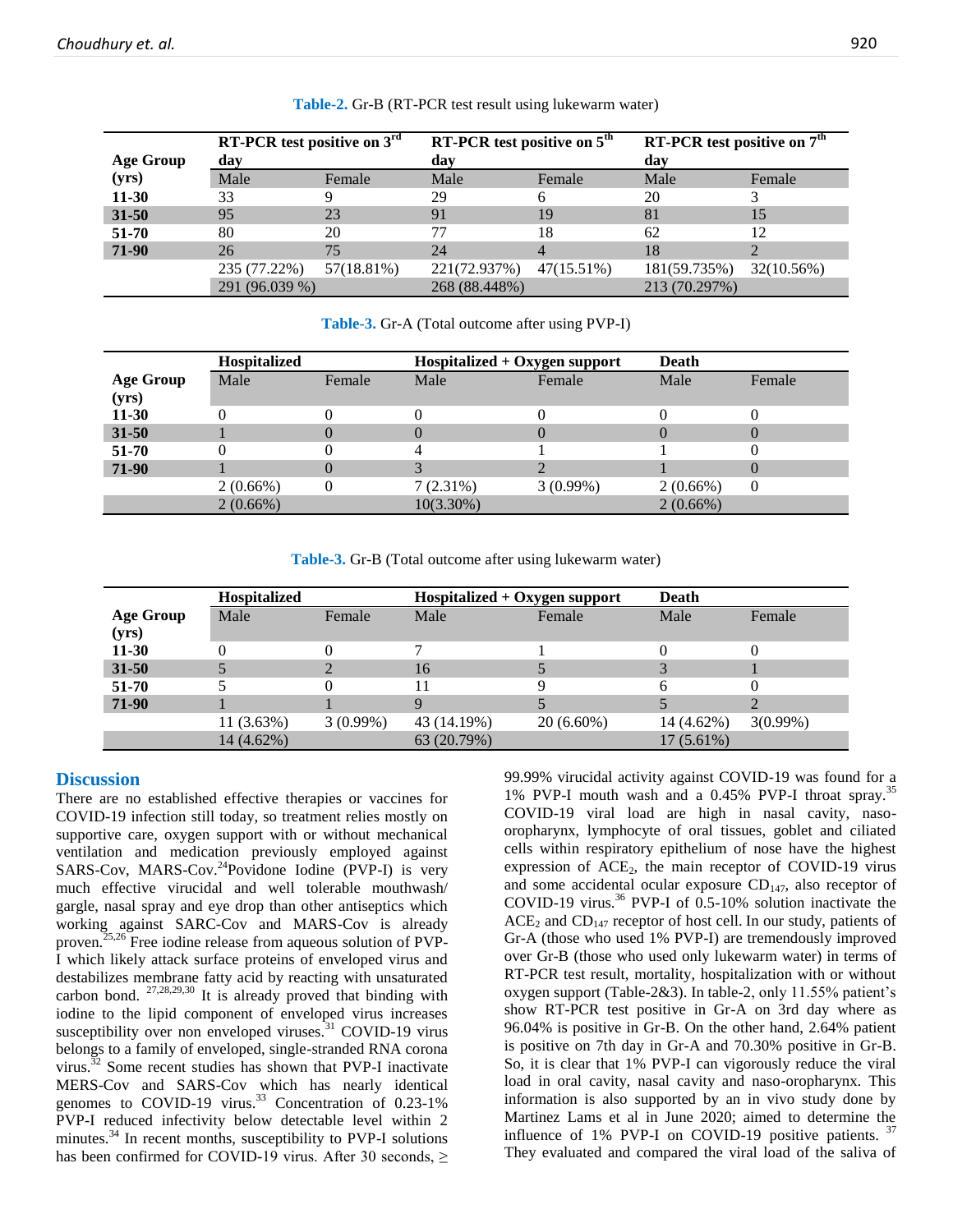**Table-2.** Gr-B (RT-PCR test result using lukewarm water)

| Age Group (yrs) | RT-PCR test positive on 3rd day | | RT-PCR test positive on 5th day | | RT-PCR test positive on 7th day | |
|---|---|---|---|---|---|---|
| | Male | Female | Male | Female | Male | Female |
| 11-30 | 33 | 9 | 29 | 6 | 20 | 3 |
| 31-50 | 95 | 23 | 91 | 19 | 81 | 15 |
| 51-70 | 80 | 20 | 77 | 18 | 62 | 12 |
| 71-90 | 26 | 75 | 24 | 4 | 18 | 2 |
| | 235 (77.22%) | 57(18.81%) | 221(72.937%) | 47(15.51%) | 181(59.735%) | 32(10.56%) |
| | 291 (96.039 %) | | 268 (88.448%) | | 213 (70.297%) | |

**Table-3.** Gr-A (Total outcome after using PVP-I)

| Age Group (yrs) | Hospitalized | | Hospitalized + Oxygen support | | Death | |
|---|---|---|---|---|---|---|
| | Male | Female | Male | Female | Male | Female |
| 11-30 | 0 | 0 | 0 | 0 | 0 | 0 |
| 31-50 | 1 | 0 | 0 | 0 | 0 | 0 |
| 51-70 | 0 | 0 | 4 | 1 | 1 | 0 |
| 71-90 | 1 | 0 | 3 | 2 | 1 | 0 |
| | 2 (0.66%) | 0 | 7 (2.31%) | 3 (0.99%) | 2 (0.66%) | 0 |
| | 2 (0.66%) | | 10(3.30%) | | 2 (0.66%) | |

**Table-3.** Gr-B (Total outcome after using lukewarm water)

| Age Group (yrs) | Hospitalized | | Hospitalized + Oxygen support | | Death | |
|---|---|---|---|---|---|---|
| | Male | Female | Male | Female | Male | Female |
| 11-30 | 0 | 0 | 7 | 1 | 0 | 0 |
| 31-50 | 5 | 2 | 16 | 5 | 3 | 1 |
| 51-70 | 5 | 0 | 11 | 9 | 6 | 0 |
| 71-90 | 1 | 1 | 9 | 5 | 5 | 2 |
| | 11 (3.63%) | 3 (0.99%) | 43 (14.19%) | 20 (6.60%) | 14 (4.62%) | 3(0.99%) |
| | 14 (4.62%) | | 63 (20.79%) | | 17 (5.61%) | |

## Discussion

There are no established effective therapies or vaccines for COVID-19 infection still today, so treatment relies mostly on supportive care, oxygen support with or without mechanical ventilation and medication previously employed against SARS-Cov, MARS-Cov.[24] Povidone Iodine (PVP-I) is very much effective virucidal and well tolerable mouthwash/ gargle, nasal spray and eye drop than other antiseptics which working against SARC-Cov and MARS-Cov is already proven.[25,26] Free iodine release from aqueous solution of PVP-I which likely attack surface proteins of enveloped virus and destabilizes membrane fatty acid by reacting with unsaturated carbon bond. [27,28,29,30] It is already proved that binding with iodine to the lipid component of enveloped virus increases susceptibility over non enveloped viruses.[31] COVID-19 virus belongs to a family of enveloped, single-stranded RNA corona virus.[32] Some recent studies has shown that PVP-I inactivate MERS-Cov and SARS-Cov which has nearly identical genomes to COVID-19 virus.[33] Concentration of 0.23-1% PVP-I reduced infectivity below detectable level within 2 minutes.[34] In recent months, susceptibility to PVP-I solutions has been confirmed for COVID-19 virus. After 30 seconds, ≥ 99.99% virucidal activity against COVID-19 was found for a 1% PVP-I mouth wash and a 0.45% PVP-I throat spray.[35] COVID-19 viral load are high in nasal cavity, naso-oropharynx, lymphocyte of oral tissues, goblet and ciliated cells within respiratory epithelium of nose have the highest expression of $ACE_2$, the main receptor of COVID-19 virus and some accidental ocular exposure $CD_{147}$, also receptor of COVID-19 virus.[36] PVP-I of 0.5-10% solution inactivate the $ACE_2$ and $CD_{147}$ receptor of host cell. In our study, patients of Gr-A (those who used 1% PVP-I) are tremendously improved over Gr-B (those who used only lukewarm water) in terms of RT-PCR test result, mortality, hospitalization with or without oxygen support (Table-2&3). In table-2, only 11.55% patient's show RT-PCR test positive in Gr-A on 3rd day where as 96.04% is positive in Gr-B. On the other hand, 2.64% patient is positive on 7th day in Gr-A and 70.30% positive in Gr-B. So, it is clear that 1% PVP-I can vigorously reduce the viral load in oral cavity, nasal cavity and naso-oropharynx. This information is also supported by an in vivo study done by Martinez Lams et al in June 2020; aimed to determine the influence of 1% PVP-I on COVID-19 positive patients. [37] They evaluated and compared the viral load of the saliva of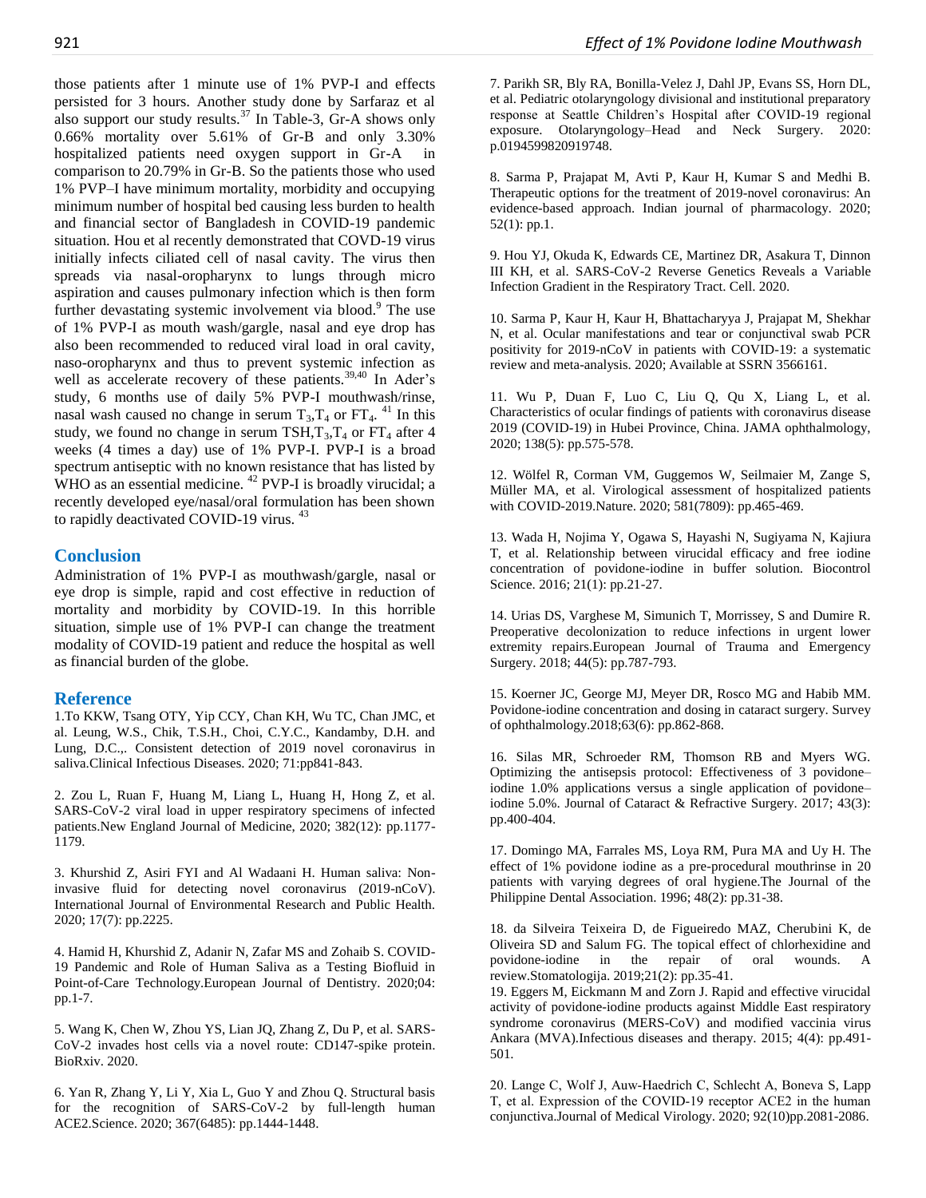those patients after 1 minute use of 1% PVP-I and effects persisted for 3 hours. Another study done by Sarfaraz et al also support our study results.[37] In Table-3, Gr-A shows only 0.66% mortality over 5.61% of Gr-B and only 3.30% hospitalized patients need oxygen support in Gr-A in comparison to 20.79% in Gr-B. So the patients those who used 1% PVP–I have minimum mortality, morbidity and occupying minimum number of hospital bed causing less burden to health and financial sector of Bangladesh in COVID-19 pandemic situation. Hou et al recently demonstrated that COVD-19 virus initially infects ciliated cell of nasal cavity. The virus then spreads via nasal-oropharynx to lungs through micro aspiration and causes pulmonary infection which is then form further devastating systemic involvement via blood.[9] The use of 1% PVP-I as mouth wash/gargle, nasal and eye drop has also been recommended to reduced viral load in oral cavity, naso-oropharynx and thus to prevent systemic infection as well as accelerate recovery of these patients.[39,40] In Ader's study, 6 months use of daily 5% PVP-I mouthwash/rinse, nasal wash caused no change in serum $T_3$,$T_4$ or $FT_4$. [41] In this study, we found no change in serum TSH,$T_3$,$T_4$ or $FT_4$ after 4 weeks (4 times a day) use of 1% PVP-I. PVP-I is a broad spectrum antiseptic with no known resistance that has listed by WHO as an essential medicine. [42] PVP-I is broadly virucidal; a recently developed eye/nasal/oral formulation has been shown to rapidly deactivated COVID-19 virus. [43]

## Conclusion

Administration of 1% PVP-I as mouthwash/gargle, nasal or eye drop is simple, rapid and cost effective in reduction of mortality and morbidity by COVID-19. In this horrible situation, simple use of 1% PVP-I can change the treatment modality of COVID-19 patient and reduce the hospital as well as financial burden of the globe.

## Reference

1.To KKW, Tsang OTY, Yip CCY, Chan KH, Wu TC, Chan JMC, et al. Leung, W.S., Chik, T.S.H., Choi, C.Y.C., Kandamby, D.H. and Lung, D.C.,. Consistent detection of 2019 novel coronavirus in saliva.Clinical Infectious Diseases. 2020; 71:pp841-843.

2. Zou L, Ruan F, Huang M, Liang L, Huang H, Hong Z, et al. SARS-CoV-2 viral load in upper respiratory specimens of infected patients.New England Journal of Medicine, 2020; 382(12): pp.1177-1179.

3. Khurshid Z, Asiri FYI and Al Wadaani H. Human saliva: Non-invasive fluid for detecting novel coronavirus (2019-nCoV). International Journal of Environmental Research and Public Health. 2020; 17(7): pp.2225.

4. Hamid H, Khurshid Z, Adanir N, Zafar MS and Zohaib S. COVID-19 Pandemic and Role of Human Saliva as a Testing Biofluid in Point-of-Care Technology.European Journal of Dentistry. 2020;04: pp.1-7.

5. Wang K, Chen W, Zhou YS, Lian JQ, Zhang Z, Du P, et al. SARS-CoV-2 invades host cells via a novel route: CD147-spike protein. BioRxiv. 2020.

6. Yan R, Zhang Y, Li Y, Xia L, Guo Y and Zhou Q. Structural basis for the recognition of SARS-CoV-2 by full-length human ACE2.Science. 2020; 367(6485): pp.1444-1448.

7. Parikh SR, Bly RA, Bonilla-Velez J, Dahl JP, Evans SS, Horn DL, et al. Pediatric otolaryngology divisional and institutional preparatory response at Seattle Children's Hospital after COVID-19 regional exposure. Otolaryngology–Head and Neck Surgery. 2020: p.0194599820919748.

8. Sarma P, Prajapat M, Avti P, Kaur H, Kumar S and Medhi B. Therapeutic options for the treatment of 2019-novel coronavirus: An evidence-based approach. Indian journal of pharmacology. 2020; 52(1): pp.1.

9. Hou YJ, Okuda K, Edwards CE, Martinez DR, Asakura T, Dinnon III KH, et al. SARS-CoV-2 Reverse Genetics Reveals a Variable Infection Gradient in the Respiratory Tract. Cell. 2020.

10. Sarma P, Kaur H, Kaur H, Bhattacharyya J, Prajapat M, Shekhar N, et al. Ocular manifestations and tear or conjunctival swab PCR positivity for 2019-nCoV in patients with COVID-19: a systematic review and meta-analysis. 2020; Available at SSRN 3566161.

11. Wu P, Duan F, Luo C, Liu Q, Qu X, Liang L, et al. Characteristics of ocular findings of patients with coronavirus disease 2019 (COVID-19) in Hubei Province, China. JAMA ophthalmology, 2020; 138(5): pp.575-578.

12. Wölfel R, Corman VM, Guggemos W, Seilmaier M, Zange S, Müller MA, et al. Virological assessment of hospitalized patients with COVID-2019.Nature. 2020; 581(7809): pp.465-469.

13. Wada H, Nojima Y, Ogawa S, Hayashi N, Sugiyama N, Kajiura T, et al. Relationship between virucidal efficacy and free iodine concentration of povidone-iodine in buffer solution. Biocontrol Science. 2016; 21(1): pp.21-27.

14. Urias DS, Varghese M, Simunich T, Morrissey, S and Dumire R. Preoperative decolonization to reduce infections in urgent lower extremity repairs.European Journal of Trauma and Emergency Surgery. 2018; 44(5): pp.787-793.

15. Koerner JC, George MJ, Meyer DR, Rosco MG and Habib MM. Povidone-iodine concentration and dosing in cataract surgery. Survey of ophthalmology.2018;63(6): pp.862-868.

16. Silas MR, Schroeder RM, Thomson RB and Myers WG. Optimizing the antisepsis protocol: Effectiveness of 3 povidone–iodine 1.0% applications versus a single application of povidone–iodine 5.0%. Journal of Cataract & Refractive Surgery. 2017; 43(3): pp.400-404.

17. Domingo MA, Farrales MS, Loya RM, Pura MA and Uy H. The effect of 1% povidone iodine as a pre-procedural mouthrinse in 20 patients with varying degrees of oral hygiene.The Journal of the Philippine Dental Association. 1996; 48(2): pp.31-38.

18. da Silveira Teixeira D, de Figueiredo MAZ, Cherubini K, de Oliveira SD and Salum FG. The topical effect of chlorhexidine and povidone-iodine in the repair of oral wounds. A review.Stomatologija. 2019;21(2): pp.35-41.

19. Eggers M, Eickmann M and Zorn J. Rapid and effective virucidal activity of povidone-iodine products against Middle East respiratory syndrome coronavirus (MERS-CoV) and modified vaccinia virus Ankara (MVA).Infectious diseases and therapy. 2015; 4(4): pp.491-501.

20. Lange C, Wolf J, Auw-Haedrich C, Schlecht A, Boneva S, Lapp T, et al. Expression of the COVID-19 receptor ACE2 in the human conjunctiva.Journal of Medical Virology. 2020; 92(10)pp.2081-2086.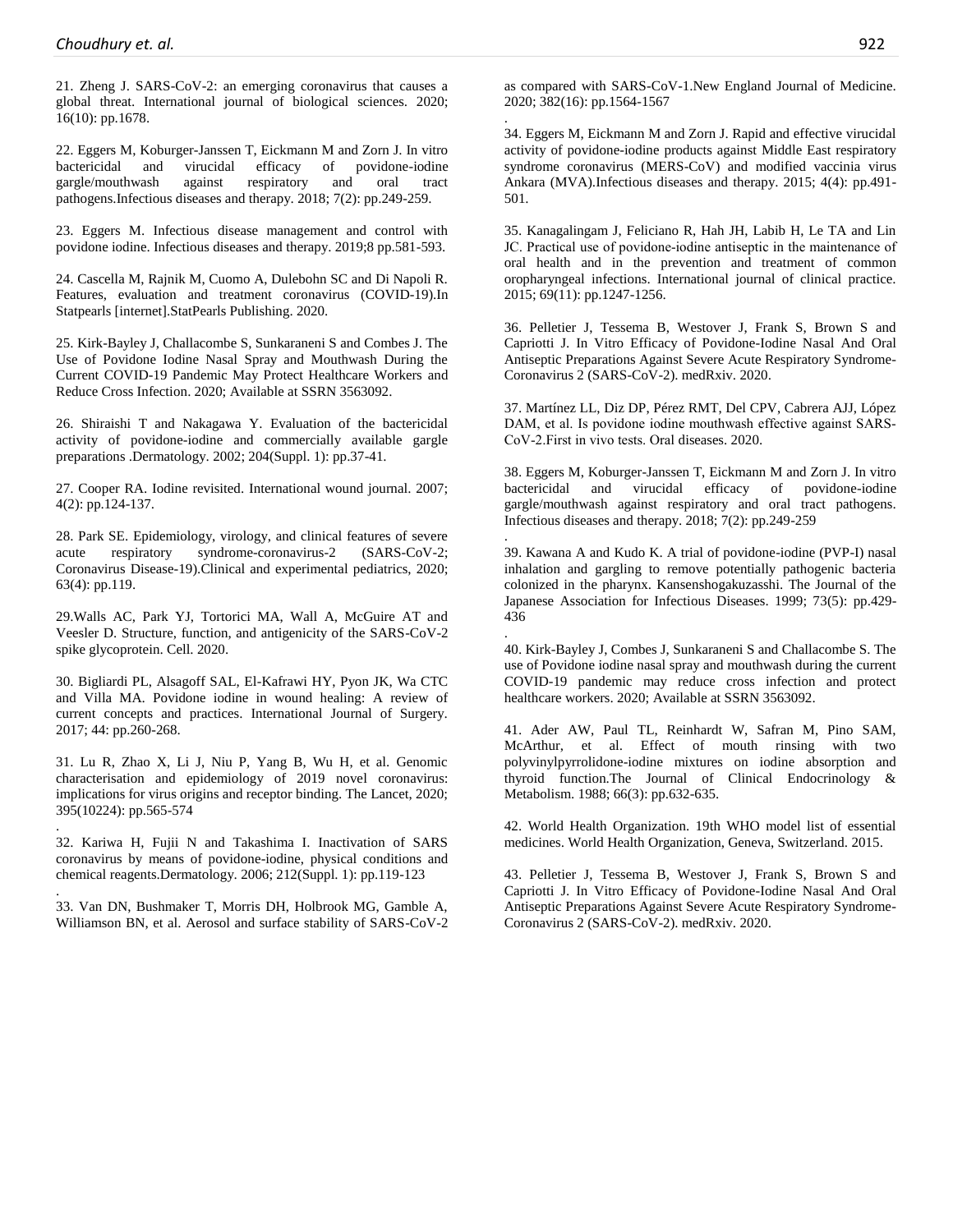21. Zheng J. SARS-CoV-2: an emerging coronavirus that causes a global threat. International journal of biological sciences. 2020; 16(10): pp.1678.

22. Eggers M, Koburger-Janssen T, Eickmann M and Zorn J. In vitro bactericidal and virucidal efficacy of povidone-iodine gargle/mouthwash against respiratory and oral tract pathogens.Infectious diseases and therapy. 2018; 7(2): pp.249-259.

23. Eggers M. Infectious disease management and control with povidone iodine. Infectious diseases and therapy. 2019;8 pp.581-593.

24. Cascella M, Rajnik M, Cuomo A, Dulebohn SC and Di Napoli R. Features, evaluation and treatment coronavirus (COVID-19).In Statpearls [internet].StatPearls Publishing. 2020.

25. Kirk-Bayley J, Challacombe S, Sunkaraneni S and Combes J. The Use of Povidone Iodine Nasal Spray and Mouthwash During the Current COVID-19 Pandemic May Protect Healthcare Workers and Reduce Cross Infection. 2020; Available at SSRN 3563092.

26. Shiraishi T and Nakagawa Y. Evaluation of the bactericidal activity of povidone-iodine and commercially available gargle preparations .Dermatology. 2002; 204(Suppl. 1): pp.37-41.

27. Cooper RA. Iodine revisited. International wound journal. 2007; 4(2): pp.124-137.

28. Park SE. Epidemiology, virology, and clinical features of severe acute respiratory syndrome-coronavirus-2 (SARS-CoV-2; Coronavirus Disease-19).Clinical and experimental pediatrics, 2020; 63(4): pp.119.

29.Walls AC, Park YJ, Tortorici MA, Wall A, McGuire AT and Veesler D. Structure, function, and antigenicity of the SARS-CoV-2 spike glycoprotein. Cell. 2020.

30. Bigliardi PL, Alsagoff SAL, El-Kafrawi HY, Pyon JK, Wa CTC and Villa MA. Povidone iodine in wound healing: A review of current concepts and practices. International Journal of Surgery. 2017; 44: pp.260-268.

31. Lu R, Zhao X, Li J, Niu P, Yang B, Wu H, et al. Genomic characterisation and epidemiology of 2019 novel coronavirus: implications for virus origins and receptor binding. The Lancet, 2020; 395(10224): pp.565-574

32. Kariwa H, Fujii N and Takashima I. Inactivation of SARS coronavirus by means of povidone-iodine, physical conditions and chemical reagents.Dermatology. 2006; 212(Suppl. 1): pp.119-123

33. Van DN, Bushmaker T, Morris DH, Holbrook MG, Gamble A, Williamson BN, et al. Aerosol and surface stability of SARS-CoV-2 as compared with SARS-CoV-1.New England Journal of Medicine. 2020; 382(16): pp.1564-1567

34. Eggers M, Eickmann M and Zorn J. Rapid and effective virucidal activity of povidone-iodine products against Middle East respiratory syndrome coronavirus (MERS-CoV) and modified vaccinia virus Ankara (MVA).Infectious diseases and therapy. 2015; 4(4): pp.491-501.

35. Kanagalingam J, Feliciano R, Hah JH, Labib H, Le TA and Lin JC. Practical use of povidone-iodine antiseptic in the maintenance of oral health and in the prevention and treatment of common oropharyngeal infections. International journal of clinical practice. 2015; 69(11): pp.1247-1256.

36. Pelletier J, Tessema B, Westover J, Frank S, Brown S and Capriotti J. In Vitro Efficacy of Povidone-Iodine Nasal And Oral Antiseptic Preparations Against Severe Acute Respiratory Syndrome-Coronavirus 2 (SARS-CoV-2). medRxiv. 2020.

37. Martínez LL, Diz DP, Pérez RMT, Del CPV, Cabrera AJJ, López DAM, et al. Is povidone iodine mouthwash effective against SARS-CoV-2.First in vivo tests. Oral diseases. 2020.

38. Eggers M, Koburger-Janssen T, Eickmann M and Zorn J. In vitro bactericidal and virucidal efficacy of povidone-iodine gargle/mouthwash against respiratory and oral tract pathogens. Infectious diseases and therapy. 2018; 7(2): pp.249-259

39. Kawana A and Kudo K. A trial of povidone-iodine (PVP-I) nasal inhalation and gargling to remove potentially pathogenic bacteria colonized in the pharynx. Kansenshogakuzasshi. The Journal of the Japanese Association for Infectious Diseases. 1999; 73(5): pp.429-436

40. Kirk-Bayley J, Combes J, Sunkaraneni S and Challacombe S. The use of Povidone iodine nasal spray and mouthwash during the current COVID-19 pandemic may reduce cross infection and protect healthcare workers. 2020; Available at SSRN 3563092.

41. Ader AW, Paul TL, Reinhardt W, Safran M, Pino SAM, McArthur, et al. Effect of mouth rinsing with two polyvinylpyrrolidone-iodine mixtures on iodine absorption and thyroid function.The Journal of Clinical Endocrinology & Metabolism. 1988; 66(3): pp.632-635.

42. World Health Organization. 19th WHO model list of essential medicines. World Health Organization, Geneva, Switzerland. 2015.

43. Pelletier J, Tessema B, Westover J, Frank S, Brown S and Capriotti J. In Vitro Efficacy of Povidone-Iodine Nasal And Oral Antiseptic Preparations Against Severe Acute Respiratory Syndrome-Coronavirus 2 (SARS-CoV-2). medRxiv. 2020.